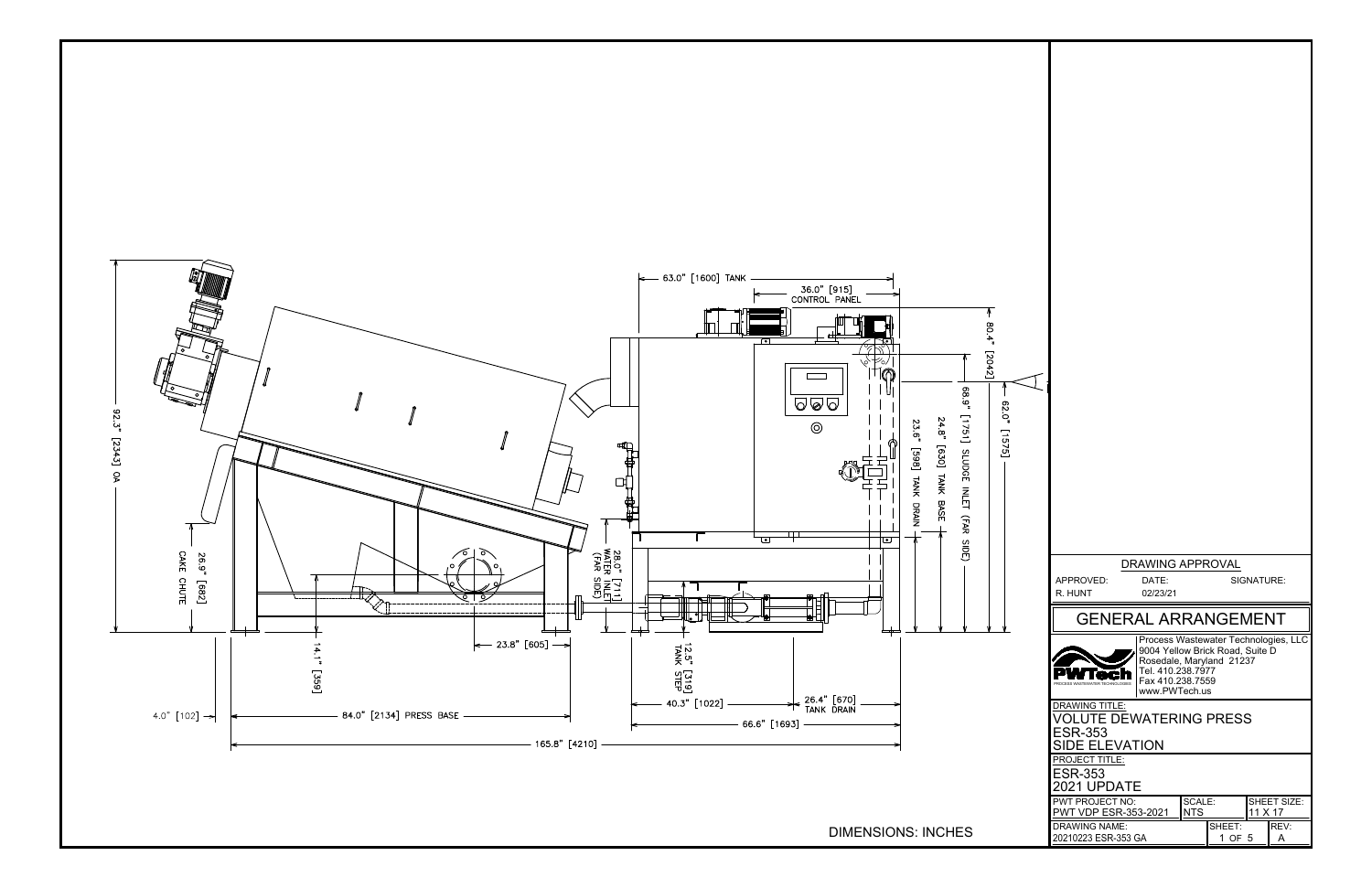63.0" [1600] TANK

36.0" [915] CONTROL PANEL

80.4" [2042]

68.9" [1751] SLUDGE INLET (FAR SIDE)

62.0" [1575]

24.8" [630] TANK BASE

23.6" [598] TANK DRAIN

92.3" [2343] OA

26.9" [682] CAKE CHUTE

28.0" [711] WATER INLET (FAR SIDE)

14.1" [359]

23.8" [605]

12.5" [319] TANK STEP

40.3" [1022]

26.4" [670] TANK DRAIN

66.6" [1693]

4.0" [102]

84.0" [2134] PRESS BASE

165.8" [4210]

DIMENSIONS: INCHES

| DRAWING APPROVAL | | |
|---|---|---|
| APPROVED: | DATE: | SIGNATURE: |
| R. HUNT | 02/23/21 | |

## GENERAL ARRANGEMENT

PWTech
PROCESS WASTEWATER TECHNOLOGIES

Process Wastewater Technologies, LLC
9004 Yellow Brick Road, Suite D
Rosedale, Maryland 21237
Tel. 410.238.7977
Fax 410.238.7559
www.PWTech.us

DRAWING TITLE:
VOLUTE DEWATERING PRESS
ESR-353
SIDE ELEVATION

PROJECT TITLE:
ESR-353
2021 UPDATE

| PWT PROJECT NO: | SCALE: | | SHEET SIZE: |
|---|---|---|---|
| PWT VDP ESR-353-2021 | NTS | | 11 X 17 |
| DRAWING NAME: | | SHEET: | REV: |
| 20210223 ESR-353 GA | | 1 OF 5 | A |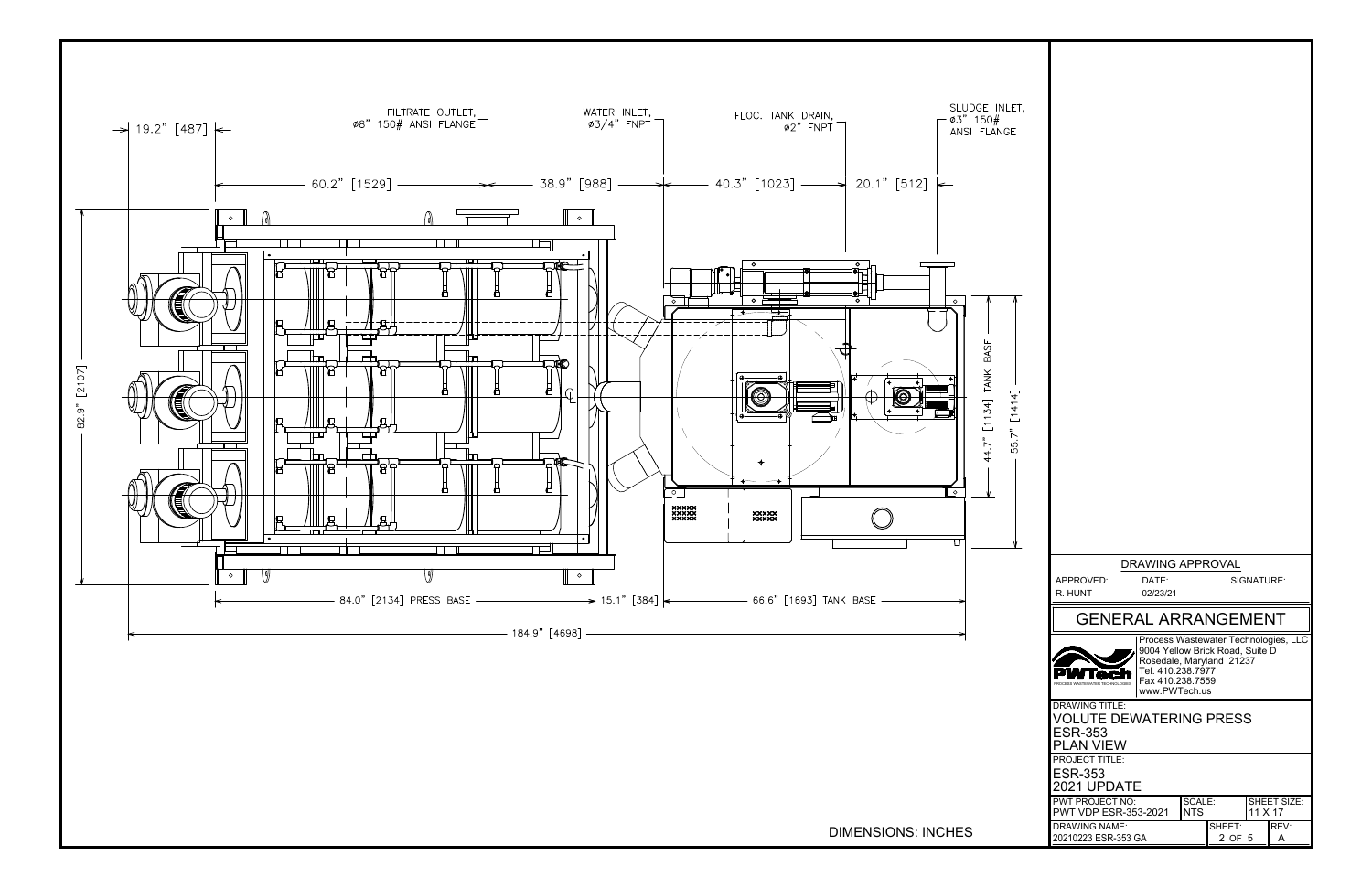FILTRATE OUTLET, ø8" 150# ANSI FLANGE

WATER INLET, ø3/4" FNPT

FLOC. TANK DRAIN, ø2" FNPT

SLUDGE INLET, ø3" 150# ANSI FLANGE

19.2" [487]

60.2" [1529]

38.9" [988]

40.3" [1023]

20.1" [512]

82.9" [2107]

44.7" [1134] TANK BASE

55.7" [1414]

84.0" [2134] PRESS BASE

15.1" [384]

66.6" [1693] TANK BASE

184.9" [4698]

DIMENSIONS: INCHES

| DRAWING APPROVAL | | |
|---|---|---|
| APPROVED: | DATE: | SIGNATURE: |
| R. HUNT | 02/23/21 | |

# GENERAL ARRANGEMENT

PWTech PROCESS WASTEWATER TECHNOLOGIES

Process Wastewater Technologies, LLC
9004 Yellow Brick Road, Suite D
Rosedale, Maryland 21237
Tel. 410.238.7977
Fax 410.238.7559
www.PWTech.us

DRAWING TITLE:
VOLUTE DEWATERING PRESS
ESR-353
PLAN VIEW

PROJECT TITLE:
ESR-353
2021 UPDATE

| PWT PROJECT NO: | SCALE: | SHEET SIZE: |
|---|---|---|
| PWT VDP ESR-353-2021 | NTS | 11 X 17 |

| DRAWING NAME: | SHEET: | REV: |
|---|---|---|
| 20210223 ESR-353 GA | 2 OF 5 | A |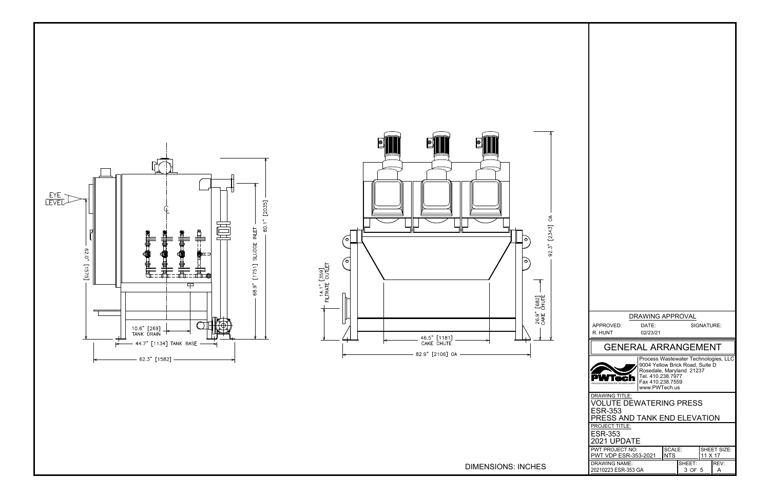EYE LEVEL

62.0" [1575]

80.1" [2035]

68.9" [1751] SLUDGE INLET

10.6" [269] TANK DRAIN

44.7" [1134] TANK BASE

62.3" [1582]

14.1" [359] FILTRATE OUTLET

92.3" [2343] OA

26.9" [682] CAKE CHUTE

46.5" [1181] CAKE CHUTE

82.9" [2106] OA

DIMENSIONS: INCHES

| DRAWING APPROVAL | | |
|---|---|---|
| APPROVED: | DATE: | SIGNATURE: |
| R. HUNT | 02/23/21 | |

# GENERAL ARRANGEMENT

PWTech PROCESS WASTEWATER TECHNOLOGIES

Process Wastewater Technologies, LLC
9004 Yellow Brick Road, Suite D
Rosedale, Maryland 21237
Tel. 410.238.7977
Fax 410.238.7559
www.PWTech.us

DRAWING TITLE:
VOLUTE DEWATERING PRESS
ESR-353
PRESS AND TANK END ELEVATION

PROJECT TITLE:
ESR-353
2021 UPDATE

| PWT PROJECT NO: | SCALE: | SHEET SIZE: |
|---|---|---|
| PWT VDP ESR-353-2021 | NTS | 11 X 17 |

| DRAWING NAME: | SHEET: | REV: |
|---|---|---|
| 20210223 ESR-353 GA | 3 OF 5 | A |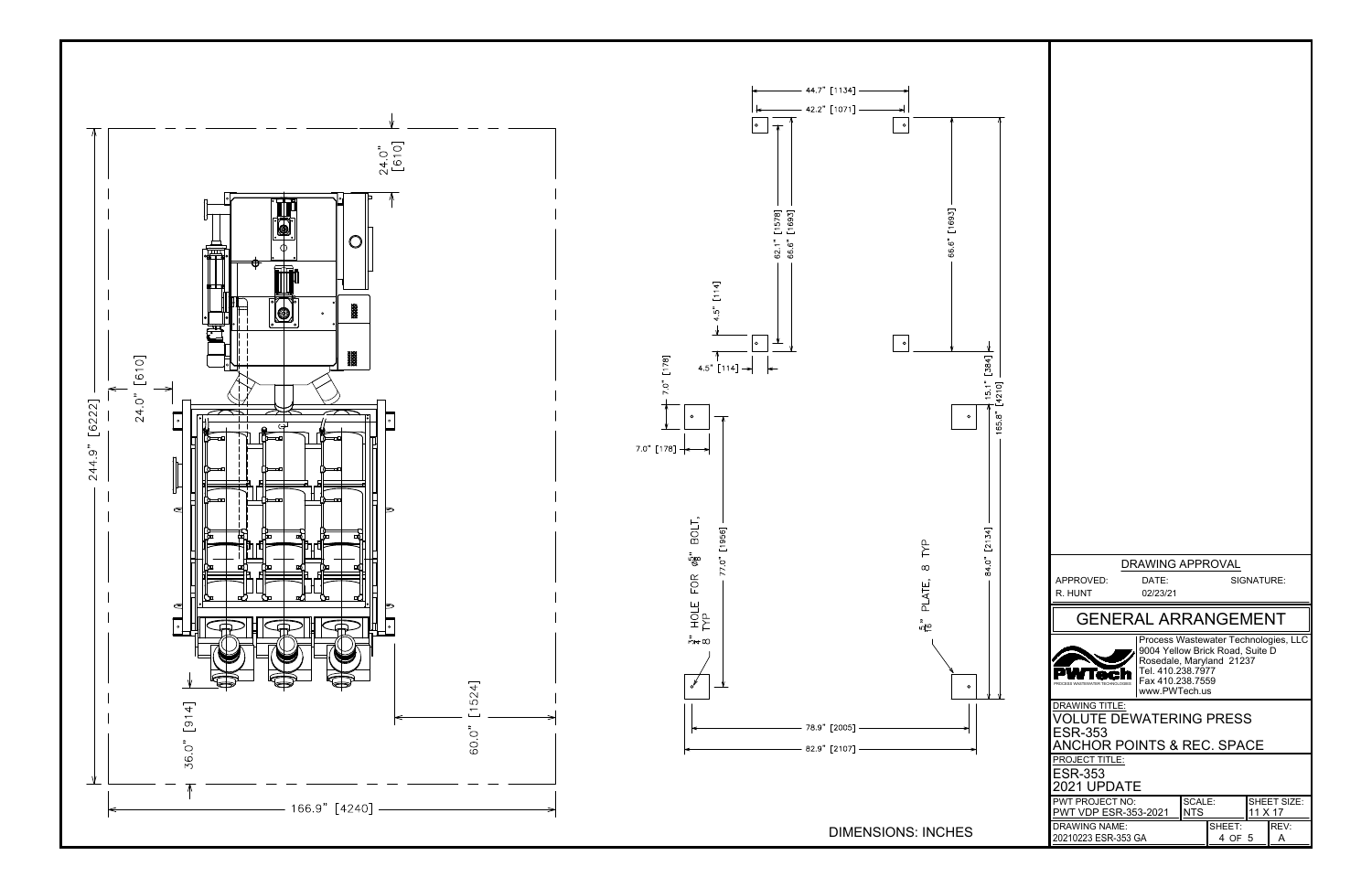24.0" [610]

24.0" [610]

244.9" [6222]

36.0" [914]

60.0" [1524]

166.9" [4240]

44.7" [1134]

42.2" [1071]

62.1" [1578]

65.6" [1693]

65.6" [1693]

4.5" [114]

4.5" [114]

7.0" [178]

7.0" [178]

15.1" [384]

165.8" [4210]

77.0" [1956]

84.0" [2134]

$\frac{3}{4}$" HOLE FOR Ø$\frac{5}{8}$" BOLT, 8 TYP

$\frac{5}{16}$" PLATE, 8 TYP

78.9" [2005]

82.9" [2107]

DIMENSIONS: INCHES

| DRAWING APPROVAL | | |
|---|---|---|
| APPROVED: | DATE: | SIGNATURE: |
| R. HUNT | 02/23/21 | |

# GENERAL ARRANGEMENT

PWTech — PROCESS WASTEWATER TECHNOLOGIES

Process Wastewater Technologies, LLC
9004 Yellow Brick Road, Suite D
Rosedale, Maryland 21237
Tel. 410.238.7977
Fax 410.238.7559
www.PWTech.us

DRAWING TITLE:
VOLUTE DEWATERING PRESS
ESR-353
ANCHOR POINTS & REC. SPACE

PROJECT TITLE:
ESR-353
2021 UPDATE

| PWT PROJECT NO: | SCALE: | SHEET SIZE: |
|---|---|---|
| PWT VDP ESR-353-2021 | NTS | 11 X 17 |

| DRAWING NAME: | SHEET: | REV: |
|---|---|---|
| 20210223 ESR-353 GA | 4 OF 5 | A |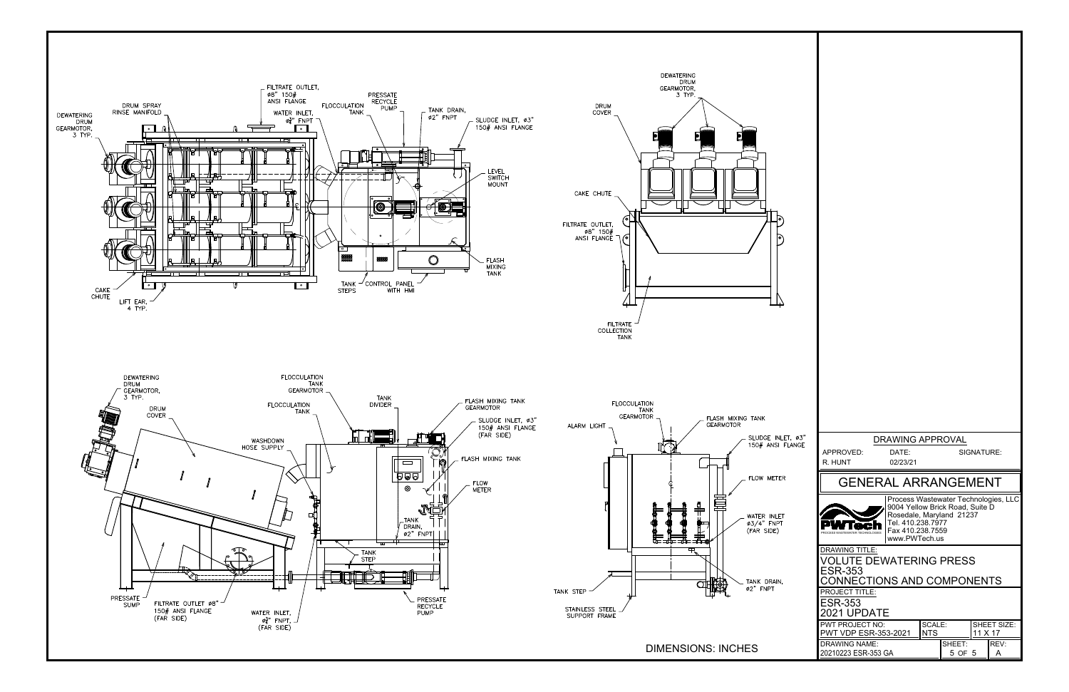FILTRATE OUTLET, ø8" 150# ANSI FLANGE

DRUM SPRAY RINSE MANIFOLD

DEWATERING DRUM GEARMOTOR, 3 TYP.

WATER INLET, ø2" FNPT

FLOCCULATION TANK

PRESSATE RECYCLE PUMP

TANK DRAIN, ø2" FNPT

SLUDGE INLET, ø3" 150# ANSI FLANGE

LEVEL SWITCH MOUNT

FLASH MIXING TANK

CAKE CHUTE

LIFT EAR, 4 TYP.

TANK STEPS

CONTROL PANEL WITH HMI

DEWATERING DRUM GEARMOTOR, 3 TYP.

DRUM COVER

CAKE CHUTE

FILTRATE OUTLET, ø8" 150# ANSI FLANGE

FILTRATE COLLECTION TANK

DEWATERING DRUM GEARMOTOR, 3 TYP.

DRUM COVER

WASHDOWN HOSE SUPPLY

FLOCCULATION TANK

FLOCCULATION TANK GEARMOTOR

TANK DIVIDER

FLASH MIXING TANK GEARMOTOR

SLUDGE INLET, ø3" 150# ANSI FLANGE (FAR SIDE)

FLASH MIXING TANK

FLOW METER

TANK DRAIN, ø2" FNPT

TANK STEP

PRESSATE RECYCLE PUMP

PRESSATE SUMP

FILTRATE OUTLET ø8" 150# ANSI FLANGE (FAR SIDE)

WATER INLET, ø2" FNPT, (FAR SIDE)

FLOCCULATION TANK GEARMOTOR

ALARM LIGHT

FLASH MIXING TANK GEARMOTOR

SLUDGE INLET, ø3" 150# ANSI FLANGE

FLOW METER

WATER INLET ø3/4" FNPT (FAR SIDE)

TANK DRAIN, ø2" FNPT

TANK STEP

STAINLESS STEEL SUPPORT FRAME

DIMENSIONS: INCHES

| DRAWING APPROVAL | | |
|---|---|---|
| APPROVED: | DATE: | SIGNATURE: |
| R. HUNT | 02/23/21 | |

# GENERAL ARRANGEMENT

PWTech PROCESS WASTEWATER TECHNOLOGIES

Process Wastewater Technologies, LLC
9004 Yellow Brick Road, Suite D
Rosedale, Maryland 21237
Tel. 410.238.7977
Fax 410.238.7559
www.PWTech.us

DRAWING TITLE:
VOLUTE DEWATERING PRESS
ESR-353
CONNECTIONS AND COMPONENTS

PROJECT TITLE:
ESR-353
2021 UPDATE

| PWT PROJECT NO: | SCALE: | SHEET SIZE: |
|---|---|---|
| PWT VDP ESR-353-2021 | NTS | 11 X 17 |

| DRAWING NAME: | SHEET: | REV: |
|---|---|---|
| 20210223 ESR-353 GA | 5 OF 5 | A |